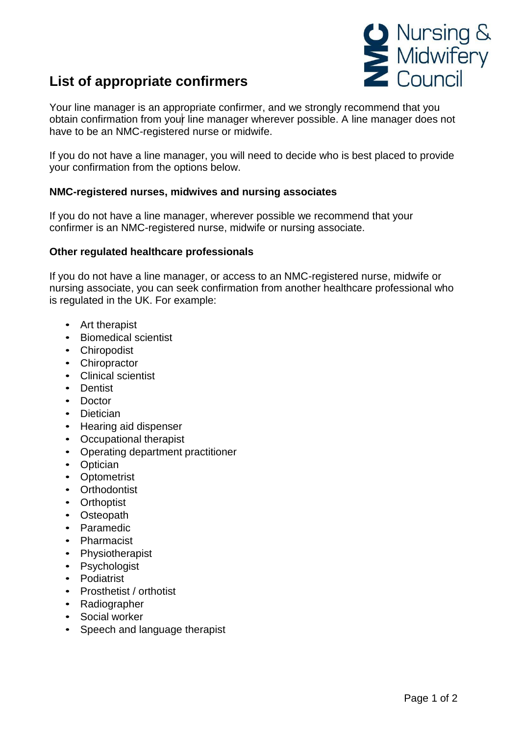# List of appropriate confirmers

Your line manager is an appropriate confirmer, and we strongly recommend that you obtain confirmation from your line manager wherever possible. A line manager does not have to be an NMC-registered nurse or midwife.

If you do not have a line manager, you will need to decide who is best placed to provide your confirmation from the options below.

### NMC-registered nurses, midwives and nursing associates

If you do not have a line manager, wherever possible we recommend that your confirmer is an NMC-registered nurse, midwife or nursing associate.

### Other regulated healthcare professionals

If you do not have a line manager, or access to an NMC-registered nurse, midwife or nursing associate, you can seek confirmation from another healthcare professional who is regulated in the UK. For example:

- Art therapist
- Biomedical scientist
- Chiropodist
- Chiropractor
- Clinical scientist
- Dentist
- Doctor
- Dietician
- Hearing aid dispenser
- Occupational therapist
- Operating department practitioner
- Optician
- Optometrist
- Orthodontist
- Orthoptist
- Osteopath
- Paramedic
- Pharmacist
- Physiotherapist
- Psychologist
- Podiatrist
- Prosthetist / orthotist
- Radiographer
- Social worker
- Speech and language therapist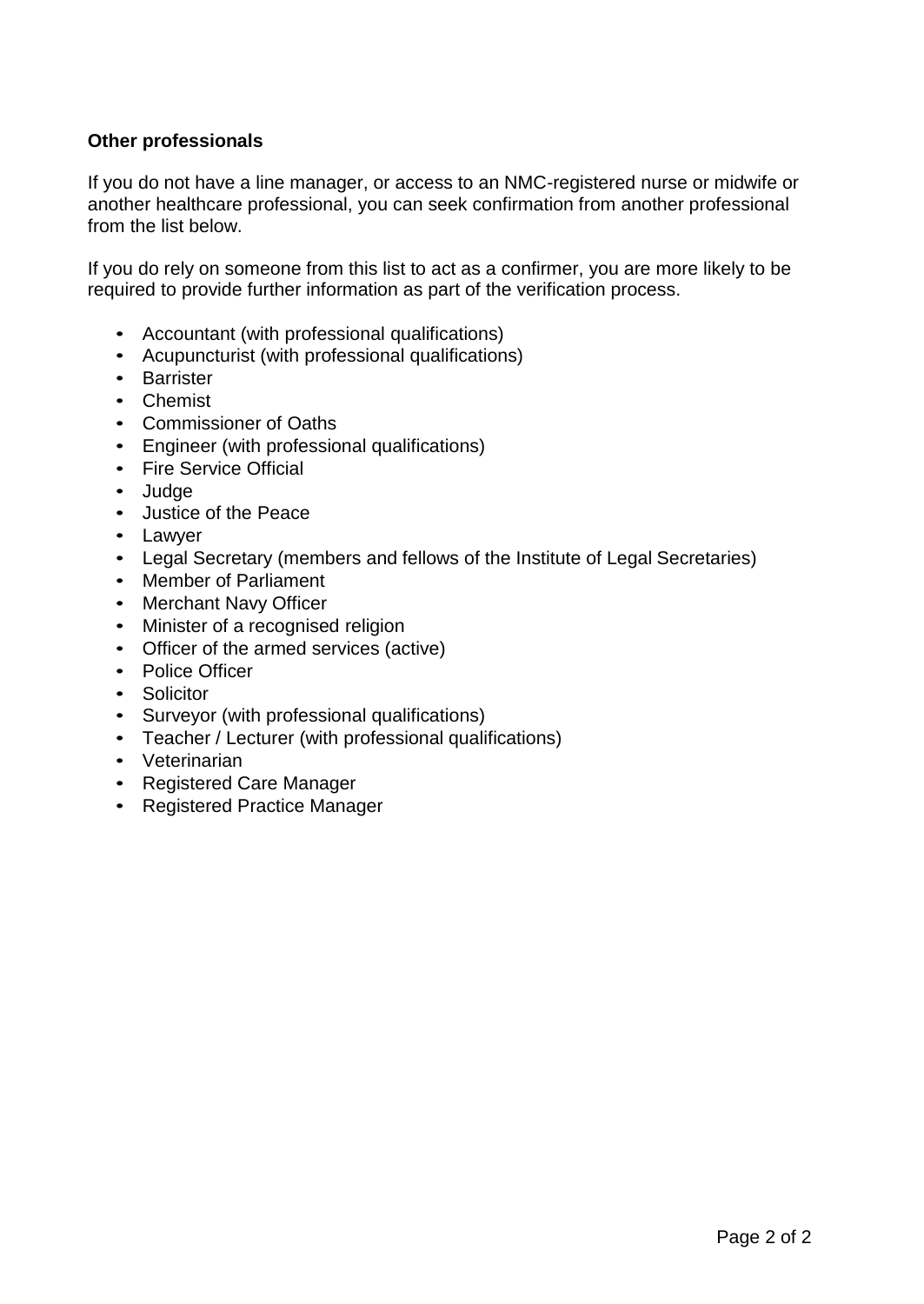**Other professionals**

If you do not have a line manager, or access to an NMC-registered nurse or midwife or another healthcare professional, you can seek confirmation from another professional from the list below.

If you do rely on someone from this list to act as a confirmer, you are more likely to be required to provide further information as part of the verification process.

- Accountant (with professional qualifications)
- Acupuncturist (with professional qualifications)
- Barrister
- Chemist
- Commissioner of Oaths
- Engineer (with professional qualifications)
- Fire Service Official
- Judge
- Justice of the Peace
- Lawyer
- Legal Secretary (members and fellows of the Institute of Legal Secretaries)
- Member of Parliament
- Merchant Navy Officer
- Minister of a recognised religion
- Officer of the armed services (active)
- Police Officer
- Solicitor
- Surveyor (with professional qualifications)
- Teacher / Lecturer (with professional qualifications)
- Veterinarian
- Registered Care Manager
- Registered Practice Manager